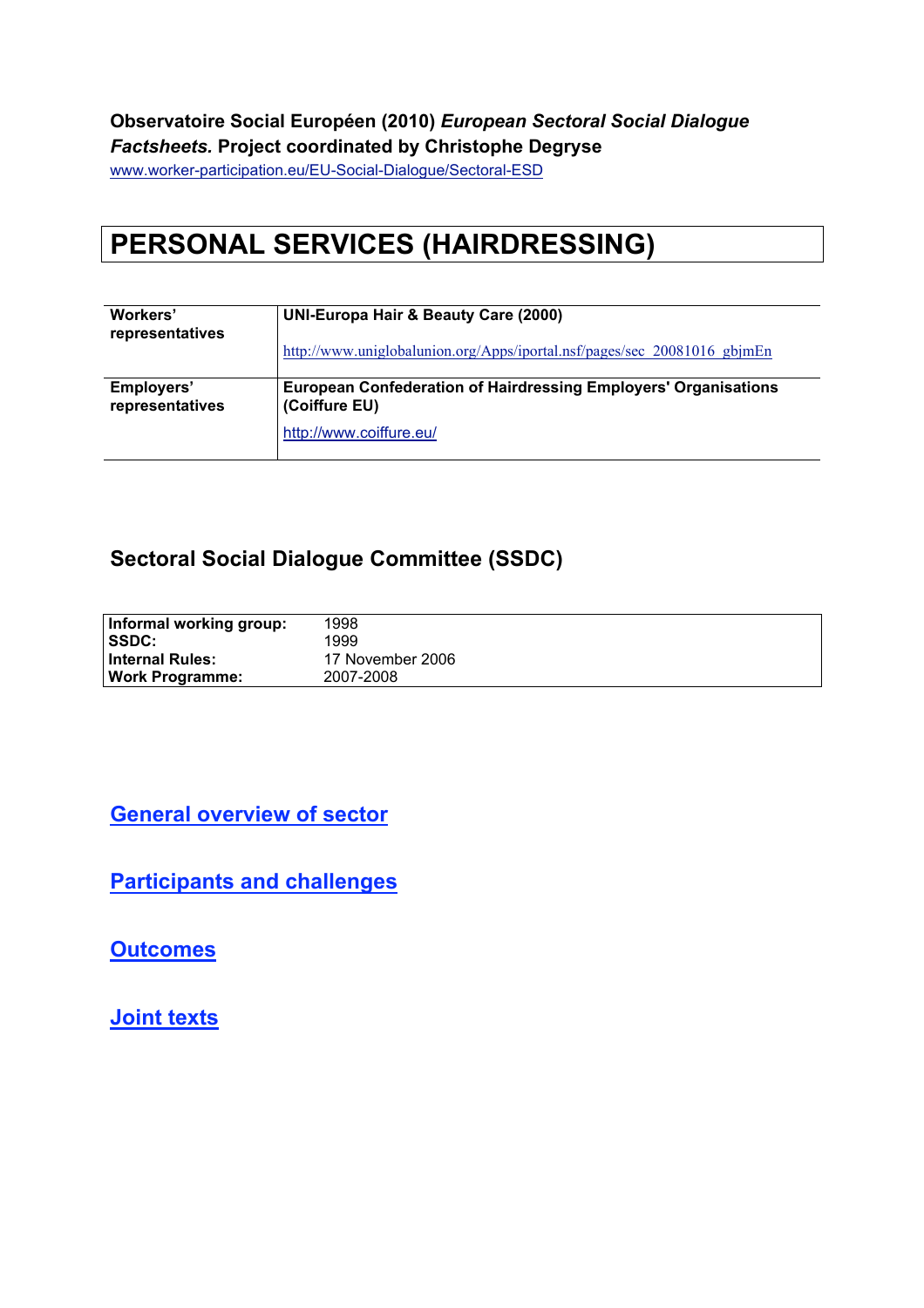**Observatoire Social Européen (2010)** ***European Sectoral Social Dialogue Factsheets.*** **Project coordinated by Christophe Degryse**

www.worker-participation.eu/EU-Social-Dialogue/Sectoral-ESD

# PERSONAL SERVICES (HAIRDRESSING)

| | |
|---|---|
| **Workers' representatives** | **UNI-Europa Hair & Beauty Care (2000)**<br><br>http://www.uniglobalunion.org/Apps/iportal.nsf/pages/sec_20081016_gbjmEn |
| **Employers' representatives** | **European Confederation of Hairdressing Employers' Organisations (Coiffure EU)**<br><br>http://www.coiffure.eu/ |

## Sectoral Social Dialogue Committee (SSDC)

| | |
|---|---|
| **Informal working group:** | 1998 |
| **SSDC:** | 1999 |
| **Internal Rules:** | 17 November 2006 |
| **Work Programme:** | 2007-2008 |

## General overview of sector

## Participants and challenges

## Outcomes

## Joint texts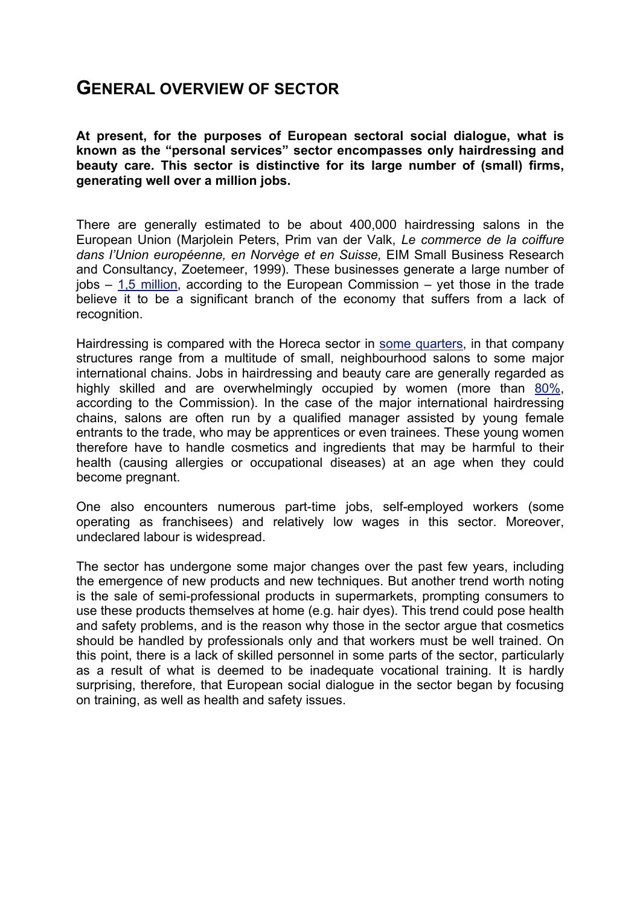## GENERAL OVERVIEW OF SECTOR

**At present, for the purposes of European sectoral social dialogue, what is known as the "personal services" sector encompasses only hairdressing and beauty care. This sector is distinctive for its large number of (small) firms, generating well over a million jobs.**

There are generally estimated to be about 400,000 hairdressing salons in the European Union (Marjolein Peters, Prim van der Valk, *Le commerce de la coiffure dans l'Union européenne, en Norvège et en Suisse,* EIM Small Business Research and Consultancy, Zoetemeer, 1999). These businesses generate a large number of jobs – 1,5 million, according to the European Commission – yet those in the trade believe it to be a significant branch of the economy that suffers from a lack of recognition.

Hairdressing is compared with the Horeca sector in some quarters, in that company structures range from a multitude of small, neighbourhood salons to some major international chains. Jobs in hairdressing and beauty care are generally regarded as highly skilled and are overwhelmingly occupied by women (more than 80%, according to the Commission). In the case of the major international hairdressing chains, salons are often run by a qualified manager assisted by young female entrants to the trade, who may be apprentices or even trainees. These young women therefore have to handle cosmetics and ingredients that may be harmful to their health (causing allergies or occupational diseases) at an age when they could become pregnant.

One also encounters numerous part-time jobs, self-employed workers (some operating as franchisees) and relatively low wages in this sector. Moreover, undeclared labour is widespread.

The sector has undergone some major changes over the past few years, including the emergence of new products and new techniques. But another trend worth noting is the sale of semi-professional products in supermarkets, prompting consumers to use these products themselves at home (e.g. hair dyes). This trend could pose health and safety problems, and is the reason why those in the sector argue that cosmetics should be handled by professionals only and that workers must be well trained. On this point, there is a lack of skilled personnel in some parts of the sector, particularly as a result of what is deemed to be inadequate vocational training. It is hardly surprising, therefore, that European social dialogue in the sector began by focusing on training, as well as health and safety issues.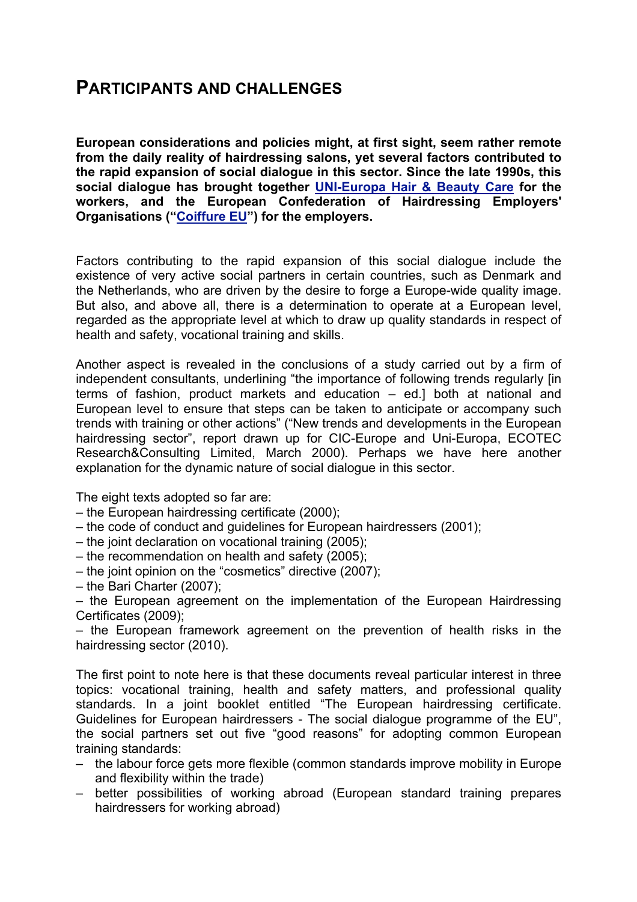# PARTICIPANTS AND CHALLENGES

**European considerations and policies might, at first sight, seem rather remote from the daily reality of hairdressing salons, yet several factors contributed to the rapid expansion of social dialogue in this sector. Since the late 1990s, this social dialogue has brought together UNI-Europa Hair & Beauty Care for the workers, and the European Confederation of Hairdressing Employers' Organisations ("Coiffure EU") for the employers.**

Factors contributing to the rapid expansion of this social dialogue include the existence of very active social partners in certain countries, such as Denmark and the Netherlands, who are driven by the desire to forge a Europe-wide quality image. But also, and above all, there is a determination to operate at a European level, regarded as the appropriate level at which to draw up quality standards in respect of health and safety, vocational training and skills.

Another aspect is revealed in the conclusions of a study carried out by a firm of independent consultants, underlining "the importance of following trends regularly [in terms of fashion, product markets and education – ed.] both at national and European level to ensure that steps can be taken to anticipate or accompany such trends with training or other actions" ("New trends and developments in the European hairdressing sector", report drawn up for CIC-Europe and Uni-Europa, ECOTEC Research&Consulting Limited, March 2000). Perhaps we have here another explanation for the dynamic nature of social dialogue in this sector.

The eight texts adopted so far are:
– the European hairdressing certificate (2000);
– the code of conduct and guidelines for European hairdressers (2001);
– the joint declaration on vocational training (2005);
– the recommendation on health and safety (2005);
– the joint opinion on the "cosmetics" directive (2007);
– the Bari Charter (2007);
– the European agreement on the implementation of the European Hairdressing Certificates (2009);
– the European framework agreement on the prevention of health risks in the hairdressing sector (2010).

The first point to note here is that these documents reveal particular interest in three topics: vocational training, health and safety matters, and professional quality standards. In a joint booklet entitled "The European hairdressing certificate. Guidelines for European hairdressers - The social dialogue programme of the EU", the social partners set out five "good reasons" for adopting common European training standards:

- the labour force gets more flexible (common standards improve mobility in Europe and flexibility within the trade)
- better possibilities of working abroad (European standard training prepares hairdressers for working abroad)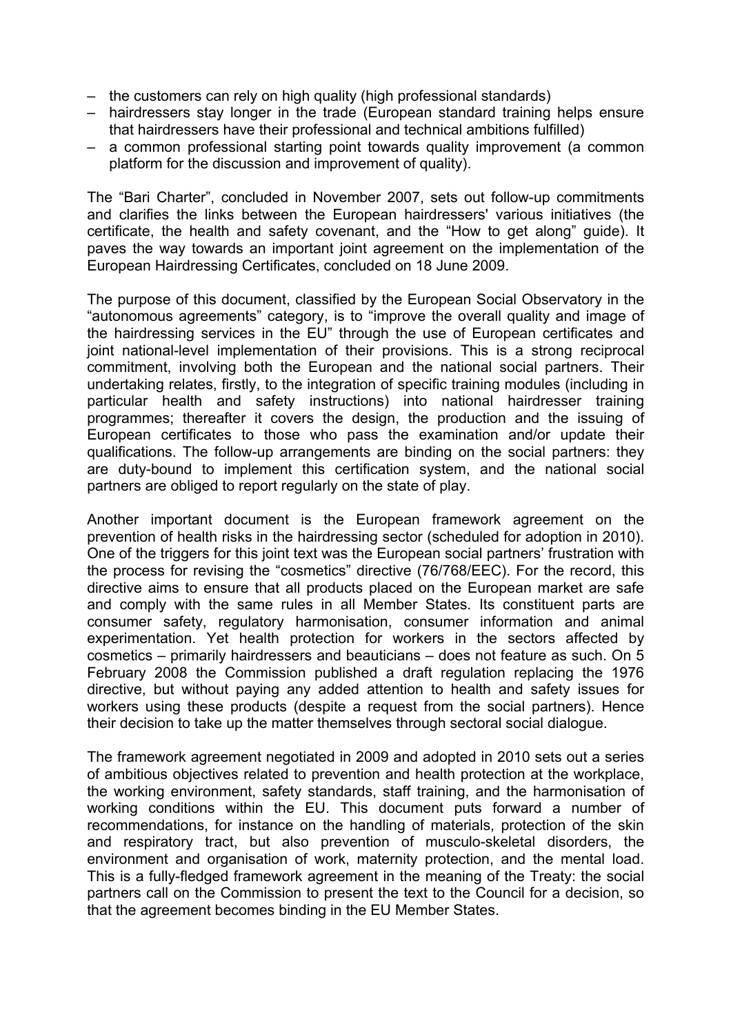- the customers can rely on high quality (high professional standards)
- hairdressers stay longer in the trade (European standard training helps ensure that hairdressers have their professional and technical ambitions fulfilled)
- a common professional starting point towards quality improvement (a common platform for the discussion and improvement of quality).

The "Bari Charter", concluded in November 2007, sets out follow-up commitments and clarifies the links between the European hairdressers' various initiatives (the certificate, the health and safety covenant, and the "How to get along" guide). It paves the way towards an important joint agreement on the implementation of the European Hairdressing Certificates, concluded on 18 June 2009.

The purpose of this document, classified by the European Social Observatory in the "autonomous agreements" category, is to "improve the overall quality and image of the hairdressing services in the EU" through the use of European certificates and joint national-level implementation of their provisions. This is a strong reciprocal commitment, involving both the European and the national social partners. Their undertaking relates, firstly, to the integration of specific training modules (including in particular health and safety instructions) into national hairdresser training programmes; thereafter it covers the design, the production and the issuing of European certificates to those who pass the examination and/or update their qualifications. The follow-up arrangements are binding on the social partners: they are duty-bound to implement this certification system, and the national social partners are obliged to report regularly on the state of play.

Another important document is the European framework agreement on the prevention of health risks in the hairdressing sector (scheduled for adoption in 2010). One of the triggers for this joint text was the European social partners' frustration with the process for revising the "cosmetics" directive (76/768/EEC). For the record, this directive aims to ensure that all products placed on the European market are safe and comply with the same rules in all Member States. Its constituent parts are consumer safety, regulatory harmonisation, consumer information and animal experimentation. Yet health protection for workers in the sectors affected by cosmetics – primarily hairdressers and beauticians – does not feature as such. On 5 February 2008 the Commission published a draft regulation replacing the 1976 directive, but without paying any added attention to health and safety issues for workers using these products (despite a request from the social partners). Hence their decision to take up the matter themselves through sectoral social dialogue.

The framework agreement negotiated in 2009 and adopted in 2010 sets out a series of ambitious objectives related to prevention and health protection at the workplace, the working environment, safety standards, staff training, and the harmonisation of working conditions within the EU. This document puts forward a number of recommendations, for instance on the handling of materials, protection of the skin and respiratory tract, but also prevention of musculo-skeletal disorders, the environment and organisation of work, maternity protection, and the mental load. This is a fully-fledged framework agreement in the meaning of the Treaty: the social partners call on the Commission to present the text to the Council for a decision, so that the agreement becomes binding in the EU Member States.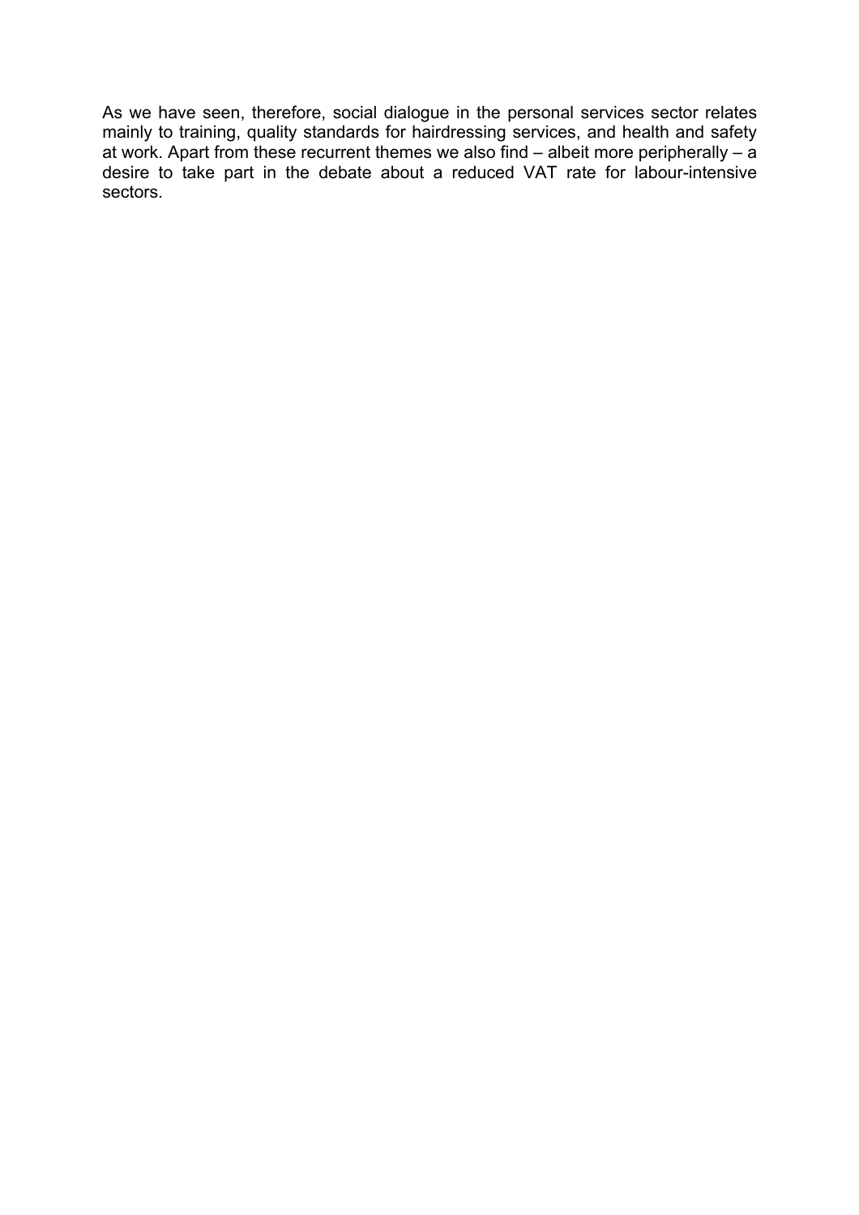As we have seen, therefore, social dialogue in the personal services sector relates mainly to training, quality standards for hairdressing services, and health and safety at work. Apart from these recurrent themes we also find – albeit more peripherally – a desire to take part in the debate about a reduced VAT rate for labour-intensive sectors.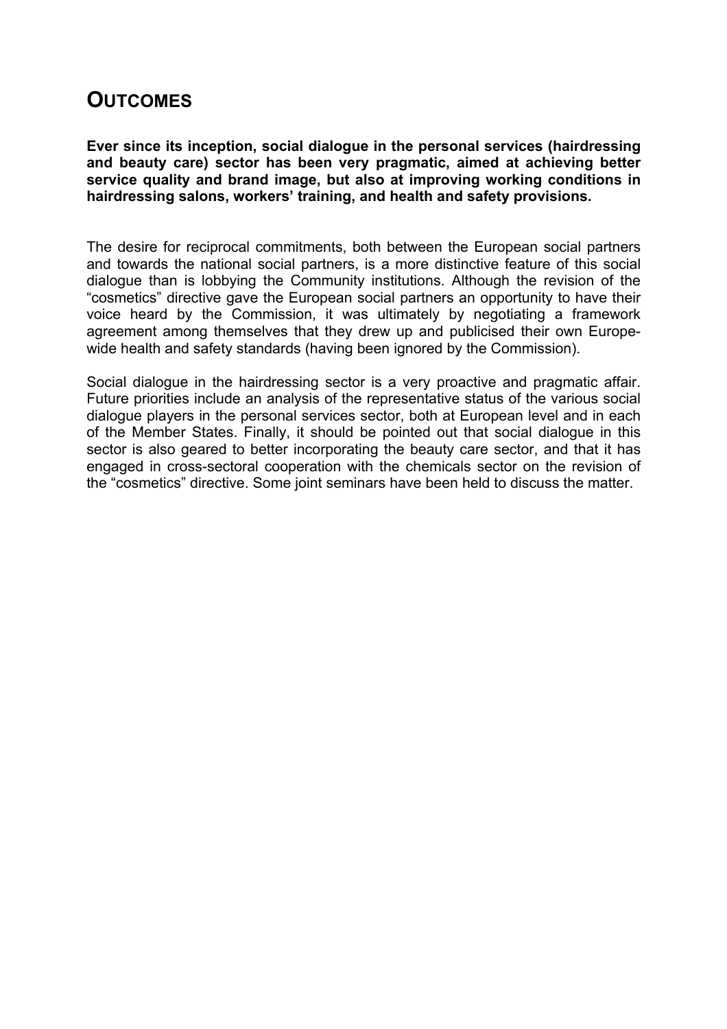## OUTCOMES

**Ever since its inception, social dialogue in the personal services (hairdressing and beauty care) sector has been very pragmatic, aimed at achieving better service quality and brand image, but also at improving working conditions in hairdressing salons, workers' training, and health and safety provisions.**

The desire for reciprocal commitments, both between the European social partners and towards the national social partners, is a more distinctive feature of this social dialogue than is lobbying the Community institutions. Although the revision of the "cosmetics" directive gave the European social partners an opportunity to have their voice heard by the Commission, it was ultimately by negotiating a framework agreement among themselves that they drew up and publicised their own Europe-wide health and safety standards (having been ignored by the Commission).

Social dialogue in the hairdressing sector is a very proactive and pragmatic affair. Future priorities include an analysis of the representative status of the various social dialogue players in the personal services sector, both at European level and in each of the Member States. Finally, it should be pointed out that social dialogue in this sector is also geared to better incorporating the beauty care sector, and that it has engaged in cross-sectoral cooperation with the chemicals sector on the revision of the "cosmetics" directive. Some joint seminars have been held to discuss the matter.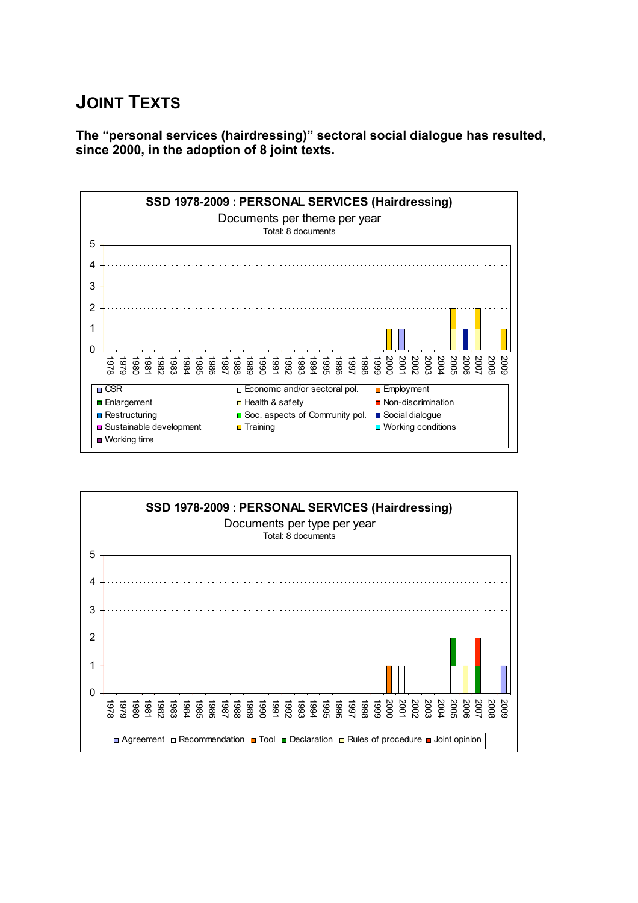# JOINT TEXTS

**The "personal services (hairdressing)" sectoral social dialogue has resulted, since 2000, in the adoption of 8 joint texts.**

**SSD 1978-2009 : PERSONAL SERVICES (Hairdressing)**

Documents per theme per year

Total: 8 documents

| Year | Theme(s) | Number of documents |
|---|---|---|
| 2000 | Training | 1 |
| 2001 | CSR | 1 |
| 2005 | Health & safety (1), Training (1) | 2 |
| 2006 | Social dialogue | 1 |
| 2007 | Health & safety (1), Training (1) | 2 |
| 2009 | Training | 1 |

Legend: CSR; Economic and/or sectoral pol.; Employment; Enlargement; Health & safety; Non-discrimination; Restructuring; Soc. aspects of Community pol.; Social dialogue; Sustainable development; Training; Working conditions; Working time

**SSD 1978-2009 : PERSONAL SERVICES (Hairdressing)**

Documents per type per year

Total: 8 documents

| Year | Type(s) | Number of documents |
|---|---|---|
| 2000 | Tool | 1 |
| 2001 | Recommendation | 1 |
| 2005 | Recommendation (1), Declaration (1) | 2 |
| 2006 | Rules of procedure | 1 |
| 2007 | Declaration (1), Joint opinion (1) | 2 |
| 2009 | Agreement | 1 |

Legend: Agreement; Recommendation; Tool; Declaration; Rules of procedure; Joint opinion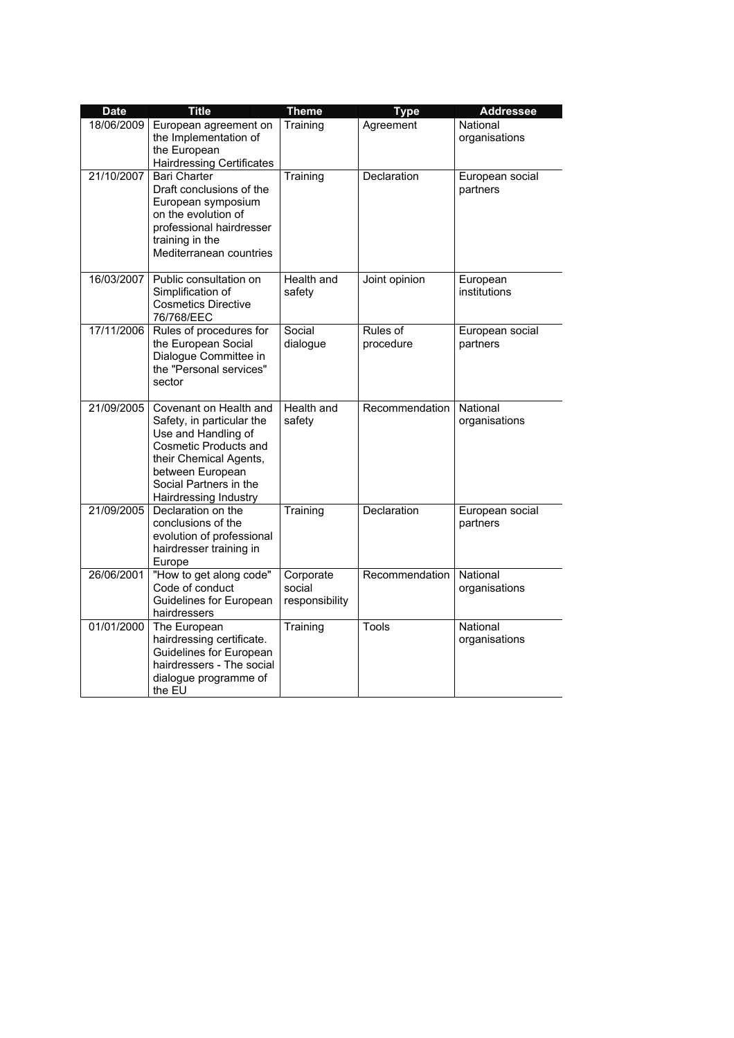| Date | Title | Theme | Type | Addressee |
|---|---|---|---|---|
| 18/06/2009 | European agreement on the Implementation of the European Hairdressing Certificates | Training | Agreement | National organisations |
| 21/10/2007 | Bari Charter Draft conclusions of the European symposium on the evolution of professional hairdresser training in the Mediterranean countries | Training | Declaration | European social partners |
| 16/03/2007 | Public consultation on Simplification of Cosmetics Directive 76/768/EEC | Health and safety | Joint opinion | European institutions |
| 17/11/2006 | Rules of procedures for the European Social Dialogue Committee in the "Personal services" sector | Social dialogue | Rules of procedure | European social partners |
| 21/09/2005 | Covenant on Health and Safety, in particular the Use and Handling of Cosmetic Products and their Chemical Agents, between European Social Partners in the Hairdressing Industry | Health and safety | Recommendation | National organisations |
| 21/09/2005 | Declaration on the conclusions of the evolution of professional hairdresser training in Europe | Training | Declaration | European social partners |
| 26/06/2001 | "How to get along code" Code of conduct Guidelines for European hairdressers | Corporate social responsibility | Recommendation | National organisations |
| 01/01/2000 | The European hairdressing certificate. Guidelines for European hairdressers - The social dialogue programme of the EU | Training | Tools | National organisations |